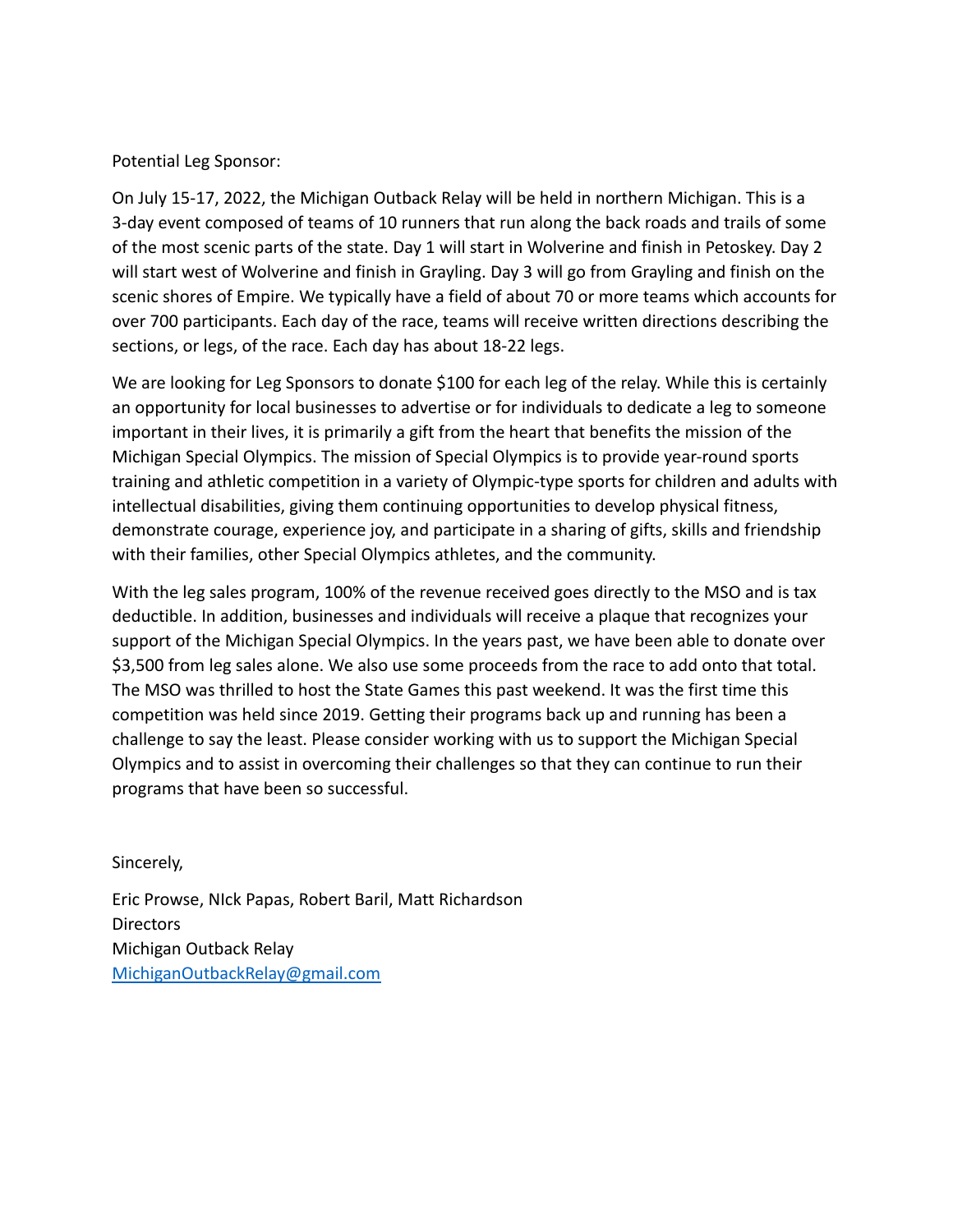Potential Leg Sponsor:

On July 15-17, 2022, the Michigan Outback Relay will be held in northern Michigan. This is a 3-day event composed of teams of 10 runners that run along the back roads and trails of some of the most scenic parts of the state. Day 1 will start in Wolverine and finish in Petoskey. Day 2 will start west of Wolverine and finish in Grayling. Day 3 will go from Grayling and finish on the scenic shores of Empire. We typically have a field of about 70 or more teams which accounts for over 700 participants. Each day of the race, teams will receive written directions describing the sections, or legs, of the race. Each day has about 18-22 legs.

We are looking for Leg Sponsors to donate $100 for each leg of the relay. While this is certainly an opportunity for local businesses to advertise or for individuals to dedicate a leg to someone important in their lives, it is primarily a gift from the heart that benefits the mission of the Michigan Special Olympics. The mission of Special Olympics is to provide year-round sports training and athletic competition in a variety of Olympic-type sports for children and adults with intellectual disabilities, giving them continuing opportunities to develop physical fitness, demonstrate courage, experience joy, and participate in a sharing of gifts, skills and friendship with their families, other Special Olympics athletes, and the community.

With the leg sales program, 100% of the revenue received goes directly to the MSO and is tax deductible. In addition, businesses and individuals will receive a plaque that recognizes your support of the Michigan Special Olympics. In the years past, we have been able to donate over $3,500 from leg sales alone. We also use some proceeds from the race to add onto that total. The MSO was thrilled to host the State Games this past weekend. It was the first time this competition was held since 2019. Getting their programs back up and running has been a challenge to say the least. Please consider working with us to support the Michigan Special Olympics and to assist in overcoming their challenges so that they can continue to run their programs that have been so successful.

Sincerely,

Eric Prowse, NIck Papas, Robert Baril, Matt Richardson
Directors
Michigan Outback Relay
MichiganOutbackRelay@gmail.com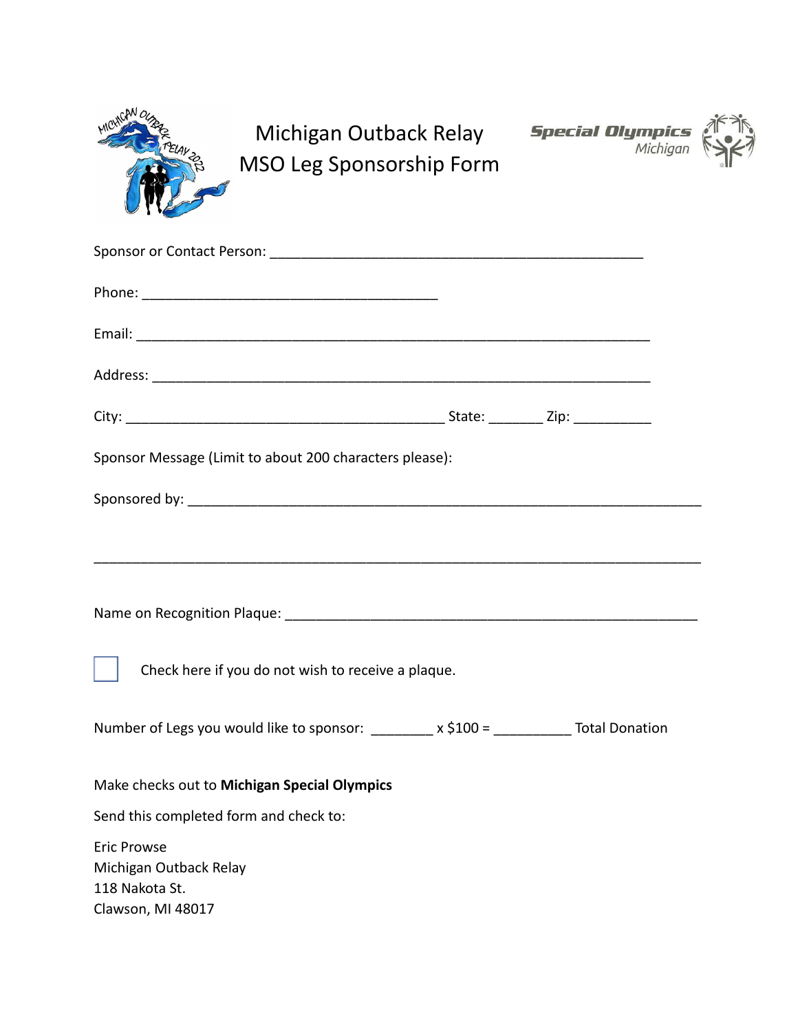# Michigan Outback Relay
# MSO Leg Sponsorship Form

Special Olympics Michigan

Sponsor or Contact Person: ________________________________________________

Phone: _____________________________________

Email: ___________________________________________________________________

Address: _________________________________________________________________

City: _________________________________________ State: _______ Zip: __________

Sponsor Message (Limit to about 200 characters please):

Sponsored by: _____________________________________________________________

_________________________________________________________________________________

Name on Recognition Plaque: _____________________________________________________

☐ Check here if you do not wish to receive a plaque.

Number of Legs you would like to sponsor: ________ x $100 = __________ Total Donation

Make checks out to **Michigan Special Olympics**

Send this completed form and check to:

Eric Prowse
Michigan Outback Relay
118 Nakota St.
Clawson, MI 48017